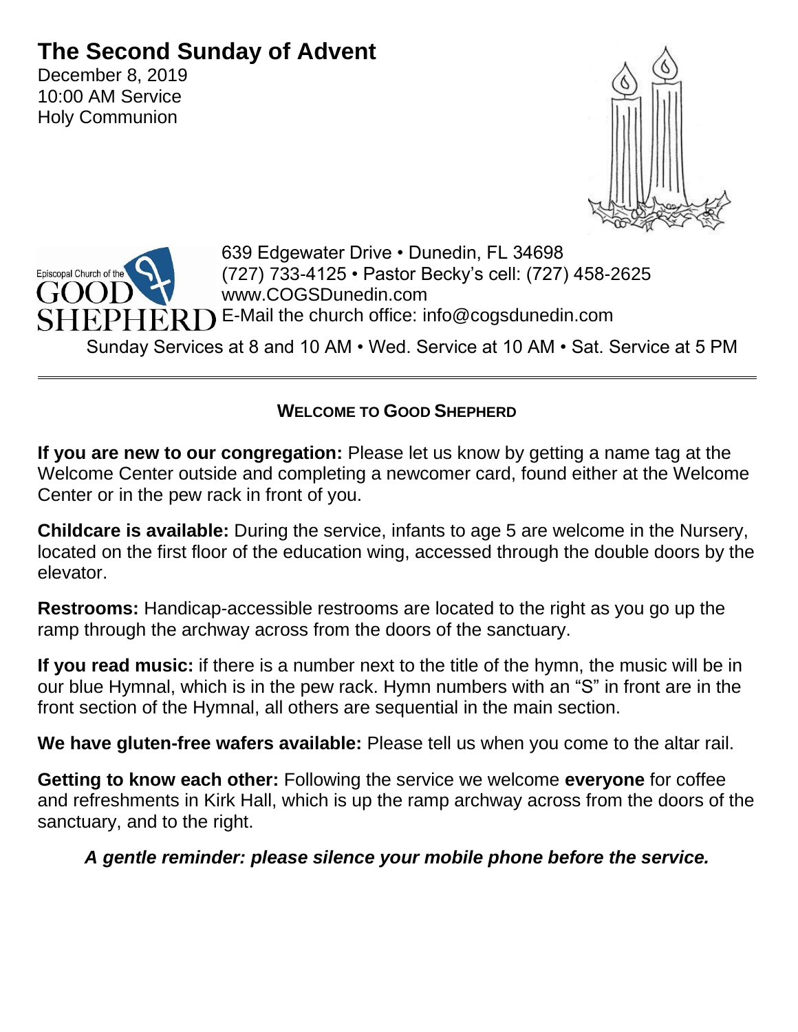# The Second Sunday of Advent

December 8, 2019
10:00 AM Service
Holy Communion

Episcopal Church of the GOOD SHEPHERD

639 Edgewater Drive • Dunedin, FL 34698
(727) 733-4125 • Pastor Becky's cell: (727) 458-2625
www.COGSDunedin.com
E-Mail the church office: info@cogsdunedin.com

Sunday Services at 8 and 10 AM • Wed. Service at 10 AM • Sat. Service at 5 PM

---

## WELCOME TO GOOD SHEPHERD

**If you are new to our congregation:** Please let us know by getting a name tag at the Welcome Center outside and completing a newcomer card, found either at the Welcome Center or in the pew rack in front of you.

**Childcare is available:** During the service, infants to age 5 are welcome in the Nursery, located on the first floor of the education wing, accessed through the double doors by the elevator.

**Restrooms:** Handicap-accessible restrooms are located to the right as you go up the ramp through the archway across from the doors of the sanctuary.

**If you read music:** if there is a number next to the title of the hymn, the music will be in our blue Hymnal, which is in the pew rack. Hymn numbers with an "S" in front are in the front section of the Hymnal, all others are sequential in the main section.

**We have gluten-free wafers available:** Please tell us when you come to the altar rail.

**Getting to know each other:** Following the service we welcome **everyone** for coffee and refreshments in Kirk Hall, which is up the ramp archway across from the doors of the sanctuary, and to the right.

***A gentle reminder: please silence your mobile phone before the service.***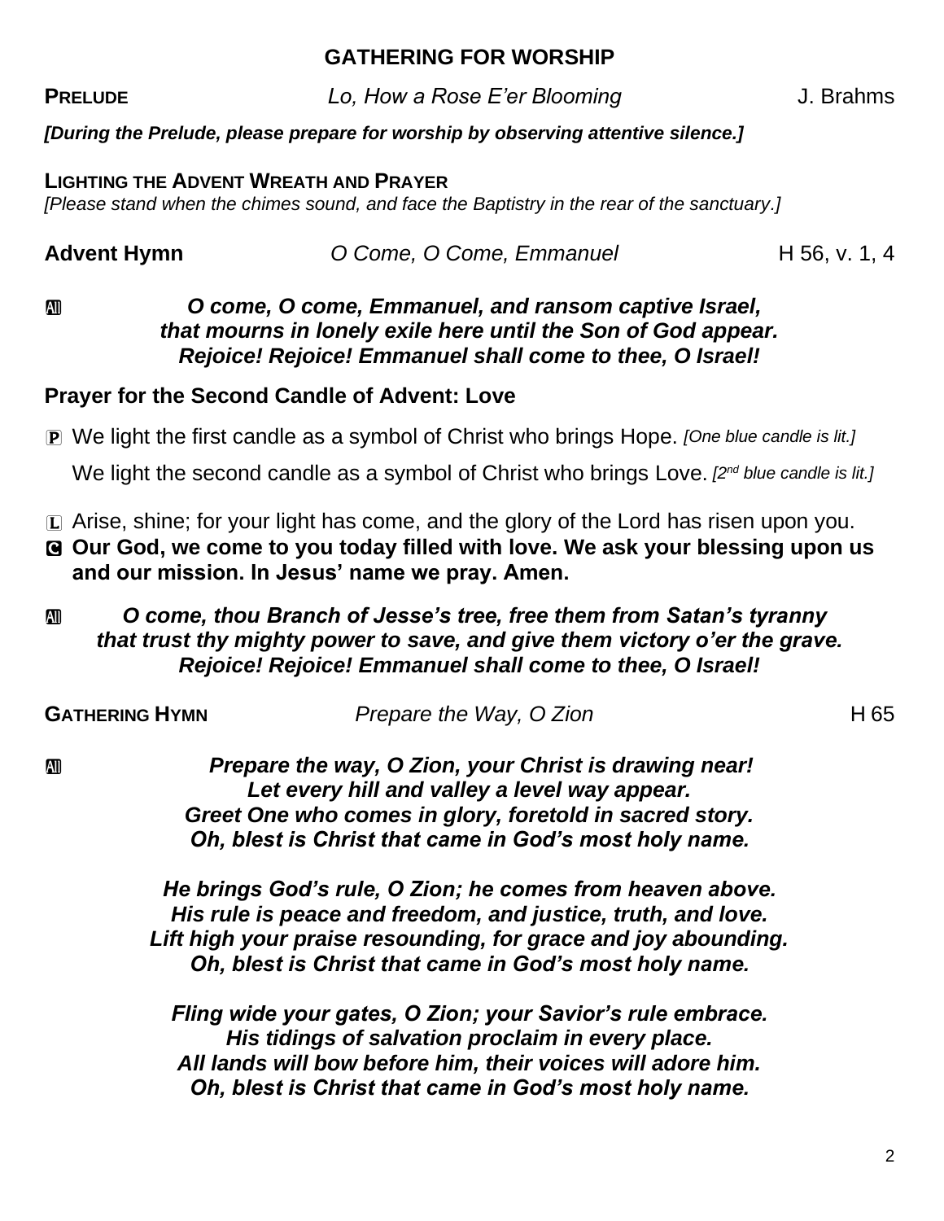## GATHERING FOR WORSHIP

**PRELUDE** *Lo, How a Rose E'er Blooming* J. Brahms

***[During the Prelude, please prepare for worship by observing attentive silence.]***

**LIGHTING THE ADVENT WREATH AND PRAYER**

*[Please stand when the chimes sound, and face the Baptistry in the rear of the sanctuary.]*

**Advent Hymn** *O Come, O Come, Emmanuel* H 56, v. 1, 4

All ***O come, O come, Emmanuel, and ransom captive Israel,***
***that mourns in lonely exile here until the Son of God appear.***
***Rejoice! Rejoice! Emmanuel shall come to thee, O Israel!***

**Prayer for the Second Candle of Advent: Love**

P We light the first candle as a symbol of Christ who brings Hope. *[One blue candle is lit.]*

We light the second candle as a symbol of Christ who brings Love. *[2nd blue candle is lit.]*

L Arise, shine; for your light has come, and the glory of the Lord has risen upon you.

C **Our God, we come to you today filled with love. We ask your blessing upon us and our mission. In Jesus' name we pray. Amen.**

All ***O come, thou Branch of Jesse's tree, free them from Satan's tyranny***
***that trust thy mighty power to save, and give them victory o'er the grave.***
***Rejoice! Rejoice! Emmanuel shall come to thee, O Israel!***

**GATHERING HYMN** *Prepare the Way, O Zion* H 65

All ***Prepare the way, O Zion, your Christ is drawing near!***
***Let every hill and valley a level way appear.***
***Greet One who comes in glory, foretold in sacred story.***
***Oh, blest is Christ that came in God's most holy name.***

***He brings God's rule, O Zion; he comes from heaven above.***
***His rule is peace and freedom, and justice, truth, and love.***
***Lift high your praise resounding, for grace and joy abounding.***
***Oh, blest is Christ that came in God's most holy name.***

***Fling wide your gates, O Zion; your Savior's rule embrace.***
***His tidings of salvation proclaim in every place.***
***All lands will bow before him, their voices will adore him.***
***Oh, blest is Christ that came in God's most holy name.***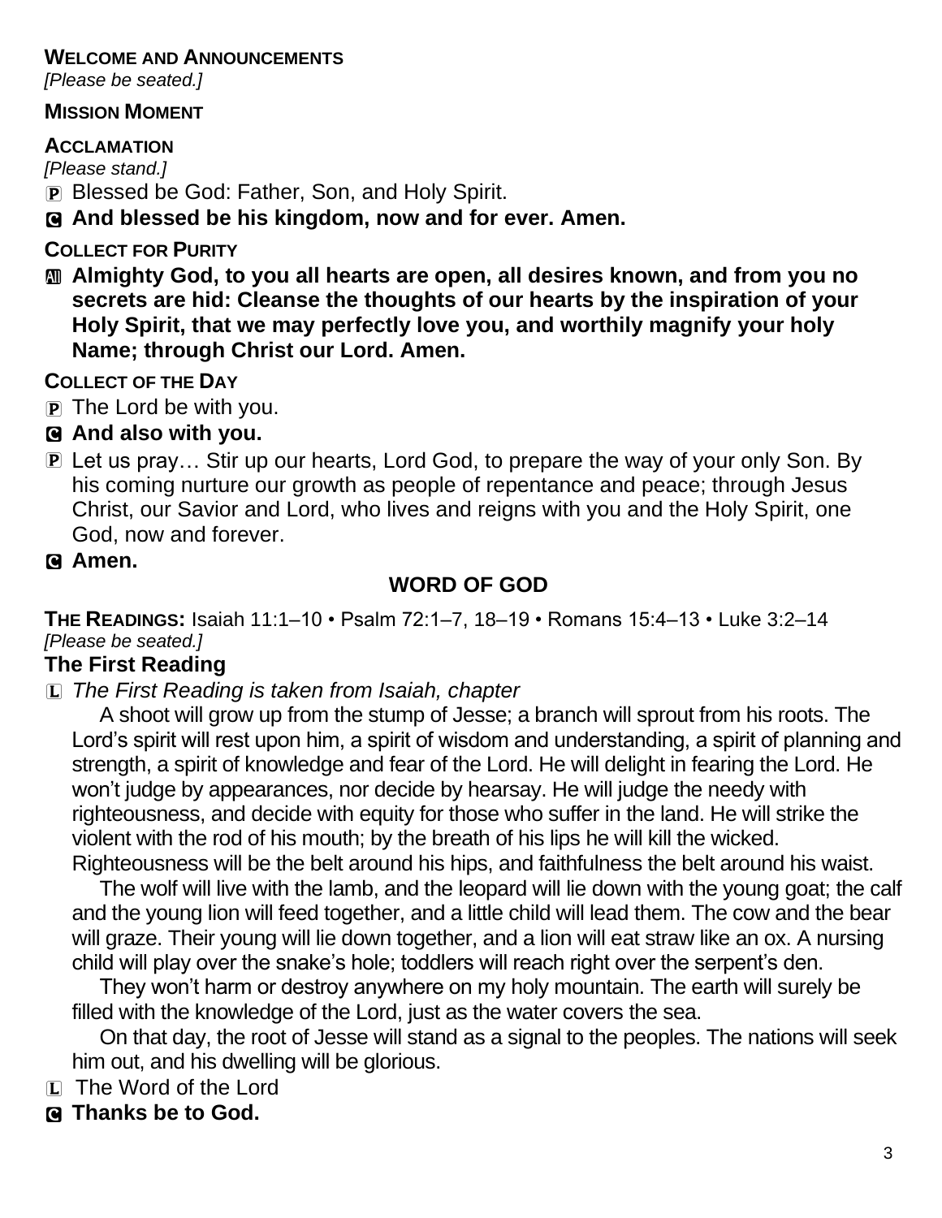**WELCOME AND ANNOUNCEMENTS**
*[Please be seated.]*

**MISSION MOMENT**

**ACCLAMATION**
*[Please stand.]*

P Blessed be God: Father, Son, and Holy Spirit.

C **And blessed be his kingdom, now and for ever. Amen.**

**COLLECT FOR PURITY**

All **Almighty God, to you all hearts are open, all desires known, and from you no secrets are hid: Cleanse the thoughts of our hearts by the inspiration of your Holy Spirit, that we may perfectly love you, and worthily magnify your holy Name; through Christ our Lord. Amen.**

**COLLECT OF THE DAY**

P The Lord be with you.

C **And also with you.**

P Let us pray… Stir up our hearts, Lord God, to prepare the way of your only Son. By his coming nurture our growth as people of repentance and peace; through Jesus Christ, our Savior and Lord, who lives and reigns with you and the Holy Spirit, one God, now and forever.

C **Amen.**

## WORD OF GOD

**THE READINGS:** Isaiah 11:1–10 • Psalm 72:1–7, 18–19 • Romans 15:4–13 • Luke 3:2–14
*[Please be seated.]*

### The First Reading

L *The First Reading is taken from Isaiah, chapter*

A shoot will grow up from the stump of Jesse; a branch will sprout from his roots. The Lord's spirit will rest upon him, a spirit of wisdom and understanding, a spirit of planning and strength, a spirit of knowledge and fear of the Lord. He will delight in fearing the Lord. He won't judge by appearances, nor decide by hearsay. He will judge the needy with righteousness, and decide with equity for those who suffer in the land. He will strike the violent with the rod of his mouth; by the breath of his lips he will kill the wicked. Righteousness will be the belt around his hips, and faithfulness the belt around his waist.

The wolf will live with the lamb, and the leopard will lie down with the young goat; the calf and the young lion will feed together, and a little child will lead them. The cow and the bear will graze. Their young will lie down together, and a lion will eat straw like an ox. A nursing child will play over the snake's hole; toddlers will reach right over the serpent's den.

They won't harm or destroy anywhere on my holy mountain. The earth will surely be filled with the knowledge of the Lord, just as the water covers the sea.

On that day, the root of Jesse will stand as a signal to the peoples. The nations will seek him out, and his dwelling will be glorious.

L The Word of the Lord

C **Thanks be to God.**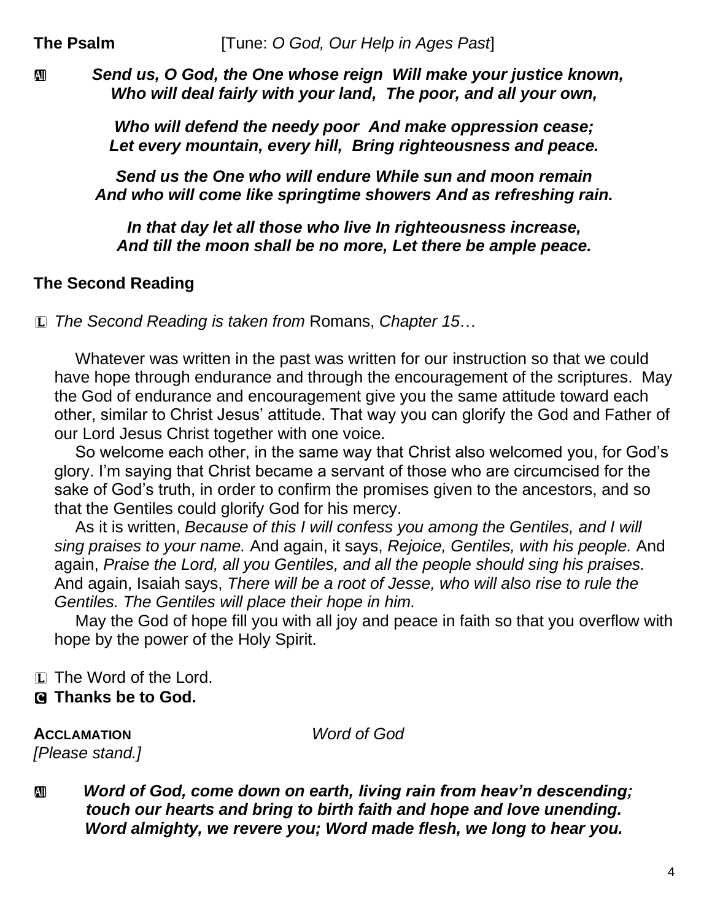**The Psalm** [Tune: *O God, Our Help in Ages Past*]

Ⓐ ***Send us, O God, the One whose reign Will make your justice known,***
***Who will deal fairly with your land, The poor, and all your own,***

***Who will defend the needy poor And make oppression cease;***
***Let every mountain, every hill, Bring righteousness and peace.***

***Send us the One who will endure While sun and moon remain***
***And who will come like springtime showers And as refreshing rain.***

***In that day let all those who live In righteousness increase,***
***And till the moon shall be no more, Let there be ample peace.***

## The Second Reading

Ⓛ *The Second Reading is taken from* Romans, *Chapter 15*…

Whatever was written in the past was written for our instruction so that we could have hope through endurance and through the encouragement of the scriptures. May the God of endurance and encouragement give you the same attitude toward each other, similar to Christ Jesus' attitude. That way you can glorify the God and Father of our Lord Jesus Christ together with one voice.

So welcome each other, in the same way that Christ also welcomed you, for God's glory. I'm saying that Christ became a servant of those who are circumcised for the sake of God's truth, in order to confirm the promises given to the ancestors, and so that the Gentiles could glorify God for his mercy.

As it is written, *Because of this I will confess you among the Gentiles, and I will sing praises to your name.* And again, it says, *Rejoice, Gentiles, with his people.* And again, *Praise the Lord, all you Gentiles, and all the people should sing his praises.* And again, Isaiah says, *There will be a root of Jesse, who will also rise to rule the Gentiles. The Gentiles will place their hope in him.*

May the God of hope fill you with all joy and peace in faith so that you overflow with hope by the power of the Holy Spirit.

Ⓛ The Word of the Lord.
Ⓒ **Thanks be to God.**

**ACCLAMATION** *Word of God*
*[Please stand.]*

Ⓐ ***Word of God, come down on earth, living rain from heav'n descending;***
***touch our hearts and bring to birth faith and hope and love unending.***
***Word almighty, we revere you; Word made flesh, we long to hear you.***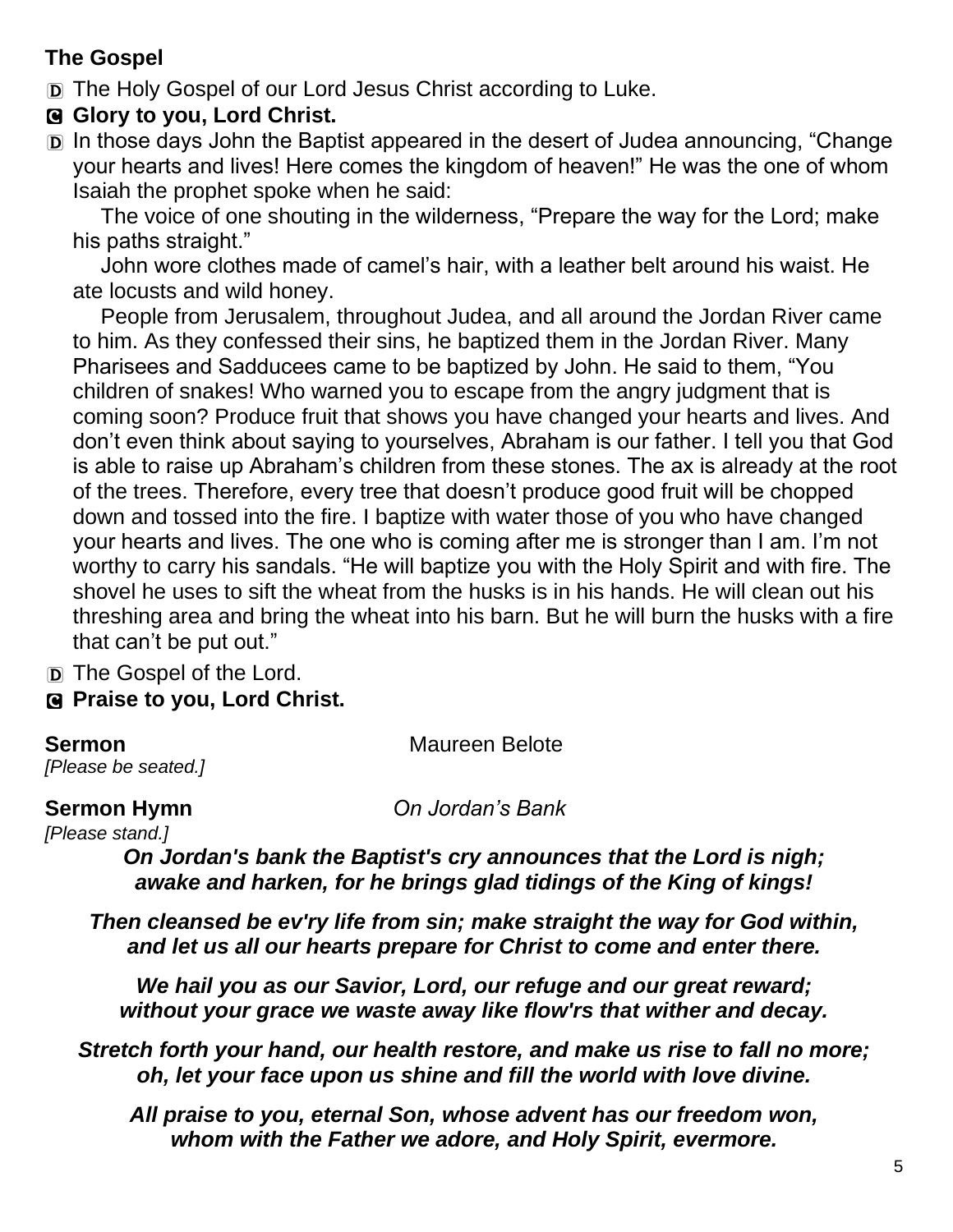**The Gospel**

D The Holy Gospel of our Lord Jesus Christ according to Luke.

**C Glory to you, Lord Christ.**

D In those days John the Baptist appeared in the desert of Judea announcing, "Change your hearts and lives! Here comes the kingdom of heaven!" He was the one of whom Isaiah the prophet spoke when he said:

The voice of one shouting in the wilderness, "Prepare the way for the Lord; make his paths straight."

John wore clothes made of camel's hair, with a leather belt around his waist. He ate locusts and wild honey.

People from Jerusalem, throughout Judea, and all around the Jordan River came to him. As they confessed their sins, he baptized them in the Jordan River. Many Pharisees and Sadducees came to be baptized by John. He said to them, "You children of snakes! Who warned you to escape from the angry judgment that is coming soon? Produce fruit that shows you have changed your hearts and lives. And don't even think about saying to yourselves, Abraham is our father. I tell you that God is able to raise up Abraham's children from these stones. The ax is already at the root of the trees. Therefore, every tree that doesn't produce good fruit will be chopped down and tossed into the fire. I baptize with water those of you who have changed your hearts and lives. The one who is coming after me is stronger than I am. I'm not worthy to carry his sandals. "He will baptize you with the Holy Spirit and with fire. The shovel he uses to sift the wheat from the husks is in his hands. He will clean out his threshing area and bring the wheat into his barn. But he will burn the husks with a fire that can't be put out."

D The Gospel of the Lord.

**C Praise to you, Lord Christ.**

**Sermon** Maureen Belote

*[Please be seated.]*

**Sermon Hymn** *On Jordan's Bank*

*[Please stand.]*

***On Jordan's bank the Baptist's cry announces that the Lord is nigh;***
***awake and harken, for he brings glad tidings of the King of kings!***

***Then cleansed be ev'ry life from sin; make straight the way for God within,***
***and let us all our hearts prepare for Christ to come and enter there.***

***We hail you as our Savior, Lord, our refuge and our great reward;***
***without your grace we waste away like flow'rs that wither and decay.***

***Stretch forth your hand, our health restore, and make us rise to fall no more;***
***oh, let your face upon us shine and fill the world with love divine.***

***All praise to you, eternal Son, whose advent has our freedom won,***
***whom with the Father we adore, and Holy Spirit, evermore.***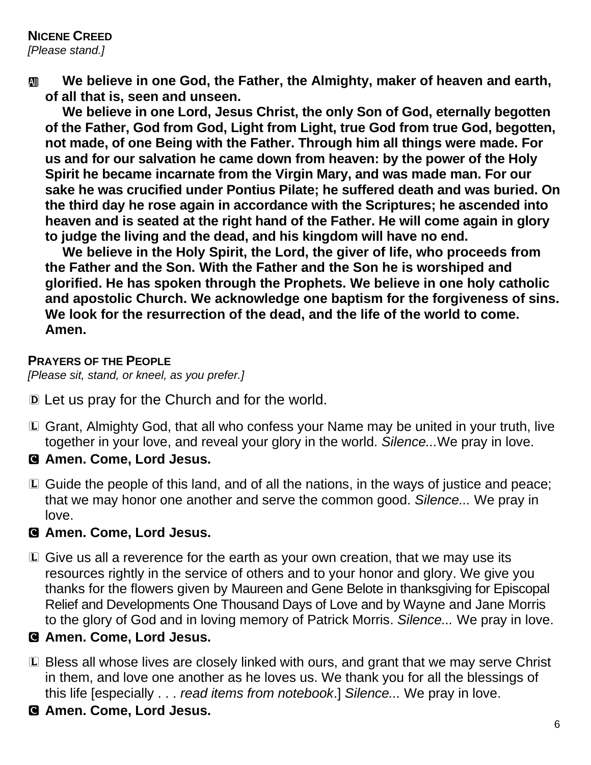**NICENE CREED**
*[Please stand.]*

**All** **We believe in one God, the Father, the Almighty, maker of heaven and earth, of all that is, seen and unseen.**

**We believe in one Lord, Jesus Christ, the only Son of God, eternally begotten of the Father, God from God, Light from Light, true God from true God, begotten, not made, of one Being with the Father. Through him all things were made. For us and for our salvation he came down from heaven: by the power of the Holy Spirit he became incarnate from the Virgin Mary, and was made man. For our sake he was crucified under Pontius Pilate; he suffered death and was buried. On the third day he rose again in accordance with the Scriptures; he ascended into heaven and is seated at the right hand of the Father. He will come again in glory to judge the living and the dead, and his kingdom will have no end.**

**We believe in the Holy Spirit, the Lord, the giver of life, who proceeds from the Father and the Son. With the Father and the Son he is worshiped and glorified. He has spoken through the Prophets. We believe in one holy catholic and apostolic Church. We acknowledge one baptism for the forgiveness of sins. We look for the resurrection of the dead, and the life of the world to come. Amen.**

**PRAYERS OF THE PEOPLE**
*[Please sit, stand, or kneel, as you prefer.]*

D Let us pray for the Church and for the world.

L Grant, Almighty God, that all who confess your Name may be united in your truth, live together in your love, and reveal your glory in the world. *Silence...*We pray in love.

**C Amen. Come, Lord Jesus.**

L Guide the people of this land, and of all the nations, in the ways of justice and peace; that we may honor one another and serve the common good. *Silence...* We pray in love.

**C Amen. Come, Lord Jesus.**

L Give us all a reverence for the earth as your own creation, that we may use its resources rightly in the service of others and to your honor and glory. We give you thanks for the flowers given by Maureen and Gene Belote in thanksgiving for Episcopal Relief and Developments One Thousand Days of Love and by Wayne and Jane Morris to the glory of God and in loving memory of Patrick Morris. *Silence...* We pray in love.

**C Amen. Come, Lord Jesus.**

L Bless all whose lives are closely linked with ours, and grant that we may serve Christ in them, and love one another as he loves us. We thank you for all the blessings of this life [especially . . . *read items from notebook*.] *Silence...* We pray in love.

**C Amen. Come, Lord Jesus.**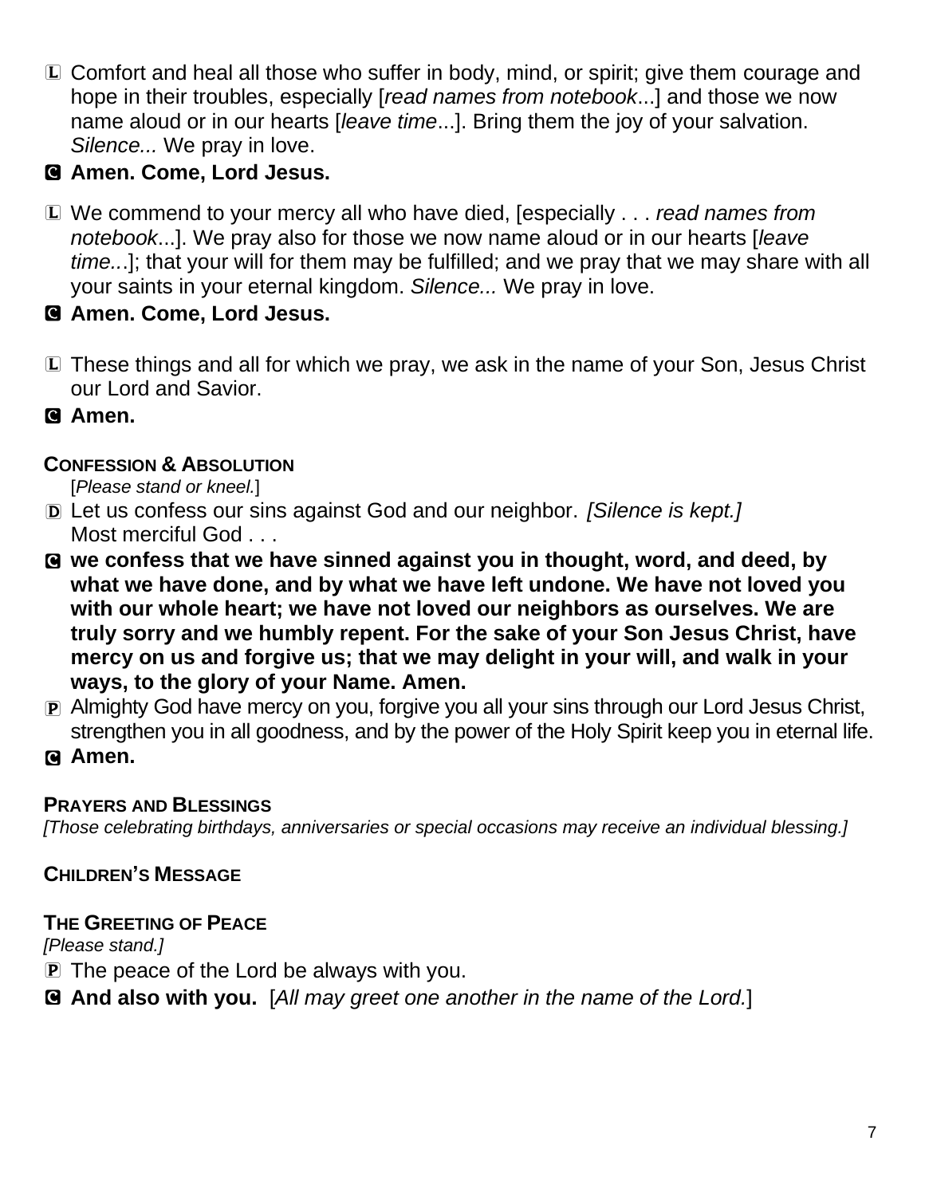L Comfort and heal all those who suffer in body, mind, or spirit; give them courage and hope in their troubles, especially [*read names from notebook*...] and those we now name aloud or in our hearts [*leave time*...]. Bring them the joy of your salvation. *Silence...* We pray in love.

**C Amen. Come, Lord Jesus.**

L We commend to your mercy all who have died, [especially . . . *read names from notebook*...]. We pray also for those we now name aloud or in our hearts [*leave time...*]; that your will for them may be fulfilled; and we pray that we may share with all your saints in your eternal kingdom. *Silence...* We pray in love.

**C Amen. Come, Lord Jesus.**

L These things and all for which we pray, we ask in the name of your Son, Jesus Christ our Lord and Savior.

**C Amen.**

### CONFESSION & ABSOLUTION

[*Please stand or kneel.*]

D Let us confess our sins against God and our neighbor. *[Silence is kept.]*
Most merciful God . . .

**C we confess that we have sinned against you in thought, word, and deed, by what we have done, and by what we have left undone. We have not loved you with our whole heart; we have not loved our neighbors as ourselves. We are truly sorry and we humbly repent. For the sake of your Son Jesus Christ, have mercy on us and forgive us; that we may delight in your will, and walk in your ways, to the glory of your Name. Amen.**

P Almighty God have mercy on you, forgive you all your sins through our Lord Jesus Christ, strengthen you in all goodness, and by the power of the Holy Spirit keep you in eternal life.

**C Amen.**

### PRAYERS AND BLESSINGS

*[Those celebrating birthdays, anniversaries or special occasions may receive an individual blessing.]*

### CHILDREN'S MESSAGE

### THE GREETING OF PEACE

*[Please stand.]*

P The peace of the Lord be always with you.

**C And also with you.** [*All may greet one another in the name of the Lord.*]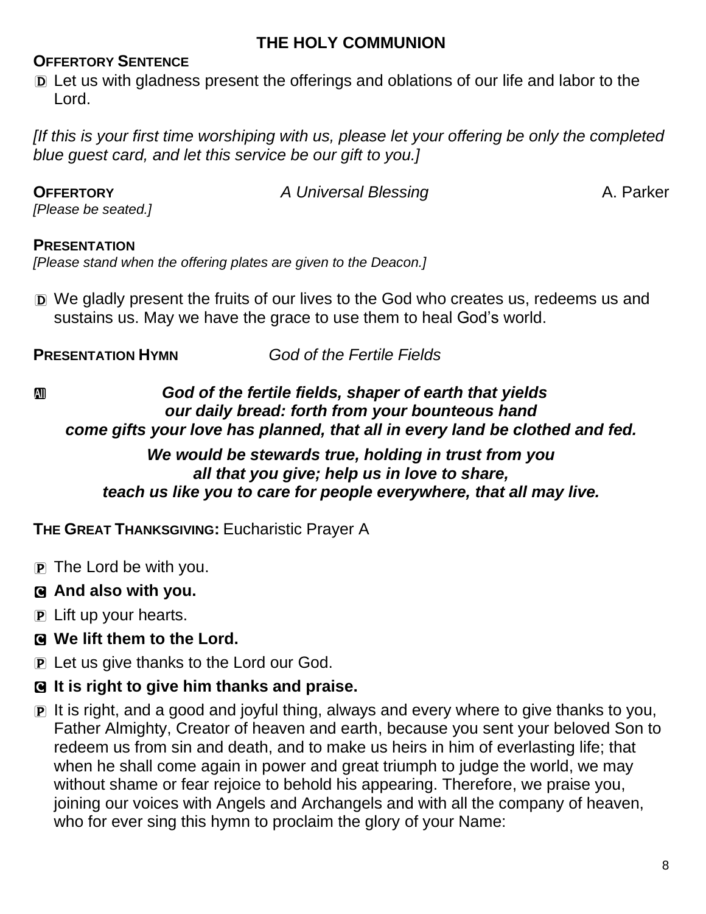## THE HOLY COMMUNION

**OFFERTORY SENTENCE**

D Let us with gladness present the offerings and oblations of our life and labor to the Lord.

*[If this is your first time worshiping with us, please let your offering be only the completed blue guest card, and let this service be our gift to you.]*

**OFFERTORY** *A Universal Blessing* A. Parker

*[Please be seated.]*

**PRESENTATION**

*[Please stand when the offering plates are given to the Deacon.]*

D We gladly present the fruits of our lives to the God who creates us, redeems us and sustains us. May we have the grace to use them to heal God's world.

**PRESENTATION HYMN** *God of the Fertile Fields*

All ***God of the fertile fields, shaper of earth that yields***
***our daily bread: forth from your bounteous hand***
***come gifts your love has planned, that all in every land be clothed and fed.***

***We would be stewards true, holding in trust from you***
***all that you give; help us in love to share,***
***teach us like you to care for people everywhere, that all may live.***

**THE GREAT THANKSGIVING:** Eucharistic Prayer A

P The Lord be with you.

C **And also with you.**

P Lift up your hearts.

C **We lift them to the Lord.**

P Let us give thanks to the Lord our God.

C **It is right to give him thanks and praise.**

P It is right, and a good and joyful thing, always and every where to give thanks to you, Father Almighty, Creator of heaven and earth, because you sent your beloved Son to redeem us from sin and death, and to make us heirs in him of everlasting life; that when he shall come again in power and great triumph to judge the world, we may without shame or fear rejoice to behold his appearing. Therefore, we praise you, joining our voices with Angels and Archangels and with all the company of heaven, who for ever sing this hymn to proclaim the glory of your Name: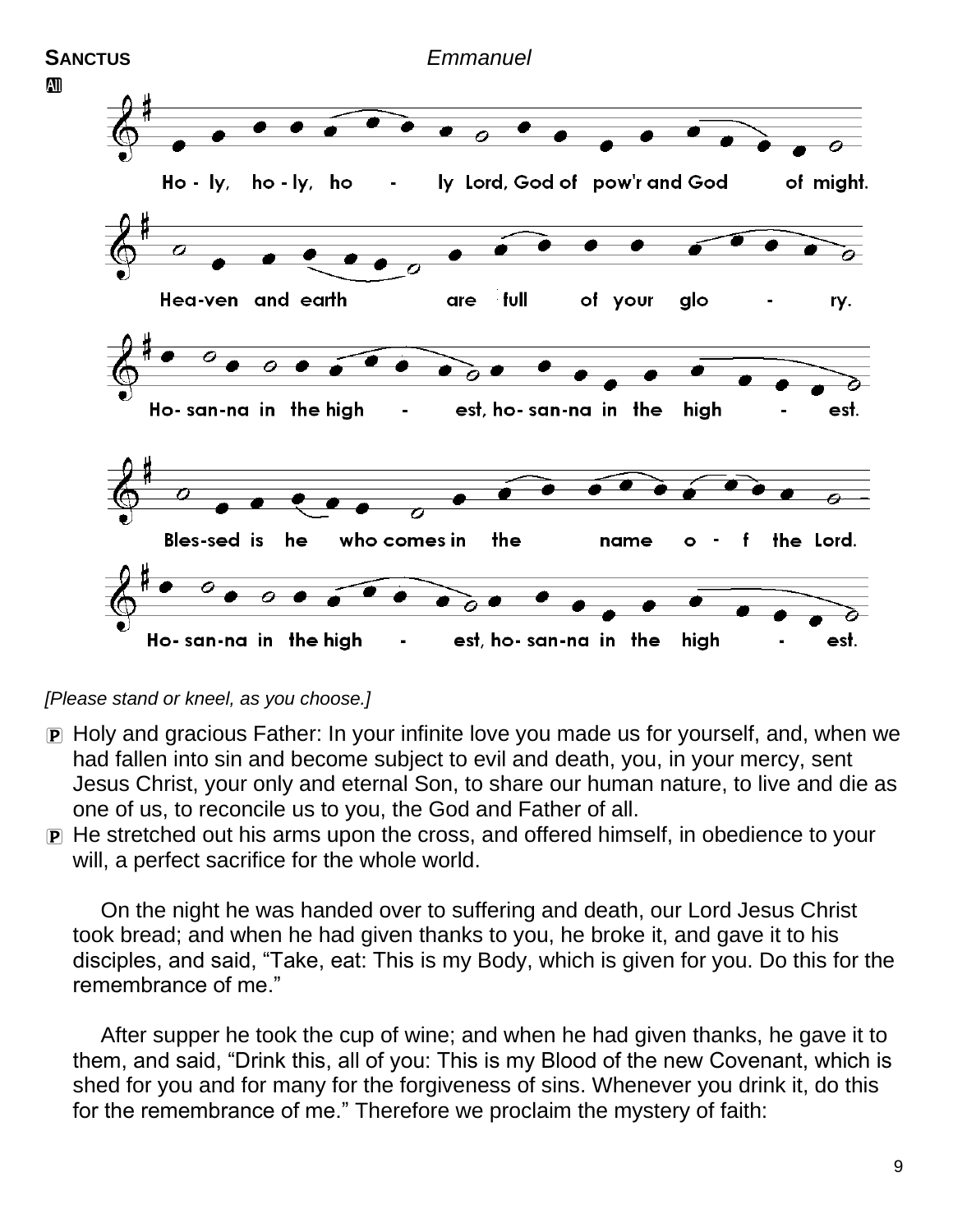**SANCTUS** *Emmanuel*

All

Ho - ly, ho - ly, ho - ly Lord, God of pow'r and God of might.

Hea-ven and earth are full of your glo - ry.

Ho- san-na in the high - est, ho- san-na in the high - est.

Bles-sed is he who comes in the name o - f the Lord.

Ho- san-na in the high - est, ho- san-na in the high - est.

*[Please stand or kneel, as you choose.]*

P Holy and gracious Father: In your infinite love you made us for yourself, and, when we had fallen into sin and become subject to evil and death, you, in your mercy, sent Jesus Christ, your only and eternal Son, to share our human nature, to live and die as one of us, to reconcile us to you, the God and Father of all.

P He stretched out his arms upon the cross, and offered himself, in obedience to your will, a perfect sacrifice for the whole world.

On the night he was handed over to suffering and death, our Lord Jesus Christ took bread; and when he had given thanks to you, he broke it, and gave it to his disciples, and said, “Take, eat: This is my Body, which is given for you. Do this for the remembrance of me.”

After supper he took the cup of wine; and when he had given thanks, he gave it to them, and said, “Drink this, all of you: This is my Blood of the new Covenant, which is shed for you and for many for the forgiveness of sins. Whenever you drink it, do this for the remembrance of me.” Therefore we proclaim the mystery of faith: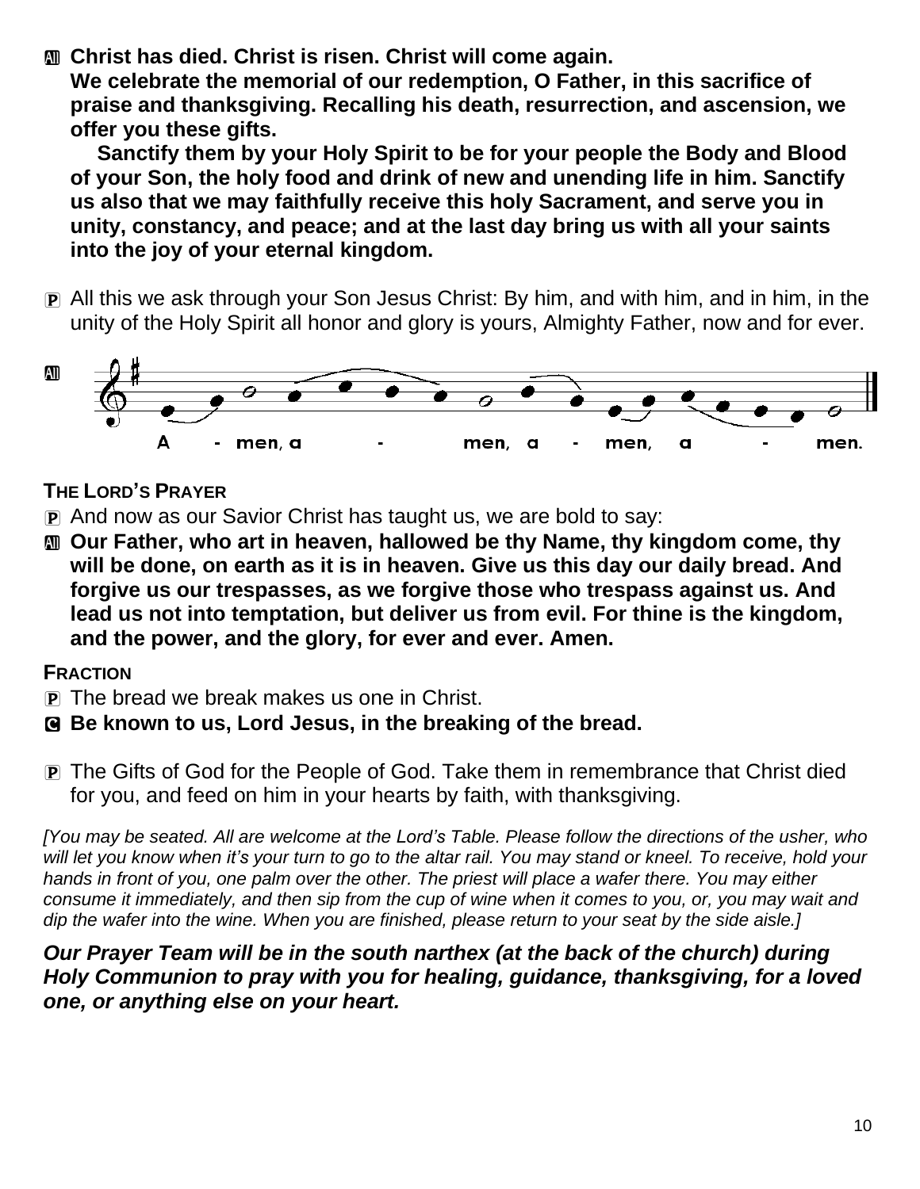**All** **Christ has died. Christ is risen. Christ will come again. We celebrate the memorial of our redemption, O Father, in this sacrifice of praise and thanksgiving. Recalling his death, resurrection, and ascension, we offer you these gifts.**

**Sanctify them by your Holy Spirit to be for your people the Body and Blood of your Son, the holy food and drink of new and unending life in him. Sanctify us also that we may faithfully receive this holy Sacrament, and serve you in unity, constancy, and peace; and at the last day bring us with all your saints into the joy of your eternal kingdom.**

**P** All this we ask through your Son Jesus Christ: By him, and with him, and in him, in the unity of the Holy Spirit all honor and glory is yours, Almighty Father, now and for ever.

**All** A - men, a - men, a - men, a - men.

### THE LORD'S PRAYER

**P** And now as our Savior Christ has taught us, we are bold to say:

**All** **Our Father, who art in heaven, hallowed be thy Name, thy kingdom come, thy will be done, on earth as it is in heaven. Give us this day our daily bread. And forgive us our trespasses, as we forgive those who trespass against us. And lead us not into temptation, but deliver us from evil. For thine is the kingdom, and the power, and the glory, for ever and ever. Amen.**

### FRACTION

**P** The bread we break makes us one in Christ.

**C** **Be known to us, Lord Jesus, in the breaking of the bread.**

**P** The Gifts of God for the People of God. Take them in remembrance that Christ died for you, and feed on him in your hearts by faith, with thanksgiving.

*[You may be seated. All are welcome at the Lord's Table. Please follow the directions of the usher, who will let you know when it's your turn to go to the altar rail. You may stand or kneel. To receive, hold your hands in front of you, one palm over the other. The priest will place a wafer there. You may either consume it immediately, and then sip from the cup of wine when it comes to you, or, you may wait and dip the wafer into the wine. When you are finished, please return to your seat by the side aisle.]*

***Our Prayer Team will be in the south narthex (at the back of the church) during Holy Communion to pray with you for healing, guidance, thanksgiving, for a loved one, or anything else on your heart.***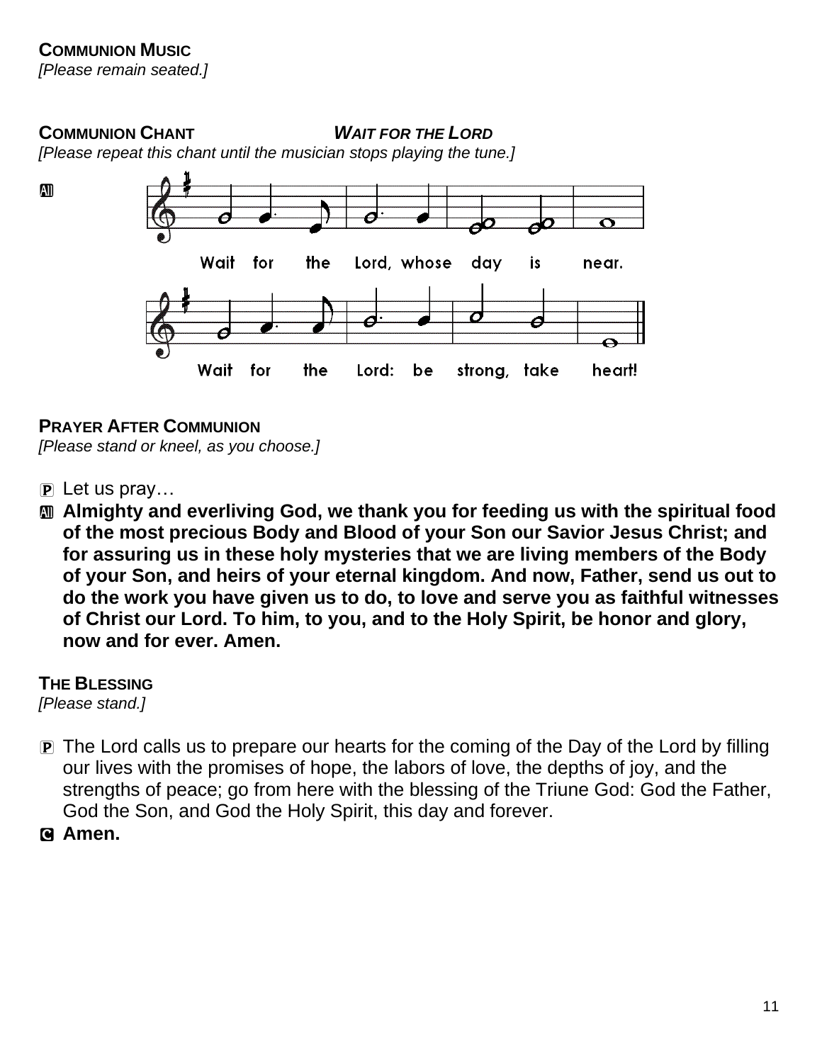**COMMUNION MUSIC**

*[Please remain seated.]*

**COMMUNION CHANT** ***WAIT FOR THE LORD***

*[Please repeat this chant until the musician stops playing the tune.]*

All

Wait for the Lord, whose day is near.

Wait for the Lord: be strong, take heart!

**PRAYER AFTER COMMUNION**

*[Please stand or kneel, as you choose.]*

P Let us pray…

All **Almighty and everliving God, we thank you for feeding us with the spiritual food of the most precious Body and Blood of your Son our Savior Jesus Christ; and for assuring us in these holy mysteries that we are living members of the Body of your Son, and heirs of your eternal kingdom. And now, Father, send us out to do the work you have given us to do, to love and serve you as faithful witnesses of Christ our Lord. To him, to you, and to the Holy Spirit, be honor and glory, now and for ever. Amen.**

**THE BLESSING**

*[Please stand.]*

P The Lord calls us to prepare our hearts for the coming of the Day of the Lord by filling our lives with the promises of hope, the labors of love, the depths of joy, and the strengths of peace; go from here with the blessing of the Triune God: God the Father, God the Son, and God the Holy Spirit, this day and forever.

C **Amen.**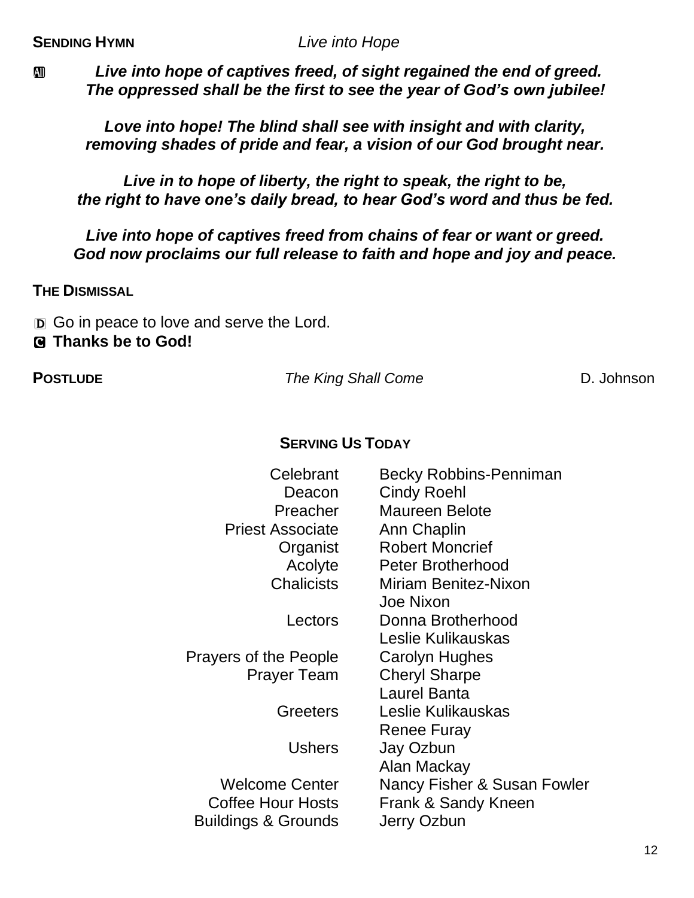**SENDING HYMN** *Live into Hope*

**All** ***Live into hope of captives freed, of sight regained the end of greed. The oppressed shall be the first to see the year of God's own jubilee!***

***Love into hope! The blind shall see with insight and with clarity, removing shades of pride and fear, a vision of our God brought near.***

***Live in to hope of liberty, the right to speak, the right to be, the right to have one's daily bread, to hear God's word and thus be fed.***

***Live into hope of captives freed from chains of fear or want or greed. God now proclaims our full release to faith and hope and joy and peace.***

**THE DISMISSAL**

D Go in peace to love and serve the Lord.

**C Thanks be to God!**

**POSTLUDE** *The King Shall Come* D. Johnson

**SERVING US TODAY**

| | |
|---|---|
| Celebrant | Becky Robbins-Penniman |
| Deacon | Cindy Roehl |
| Preacher | Maureen Belote |
| Priest Associate | Ann Chaplin |
| Organist | Robert Moncrief |
| Acolyte | Peter Brotherhood |
| Chalicists | Miriam Benitez-Nixon |
| | Joe Nixon |
| Lectors | Donna Brotherhood |
| | Leslie Kulikauskas |
| Prayers of the People | Carolyn Hughes |
| Prayer Team | Cheryl Sharpe |
| | Laurel Banta |
| Greeters | Leslie Kulikauskas |
| | Renee Furay |
| Ushers | Jay Ozbun |
| | Alan Mackay |
| Welcome Center | Nancy Fisher & Susan Fowler |
| Coffee Hour Hosts | Frank & Sandy Kneen |
| Buildings & Grounds | Jerry Ozbun |